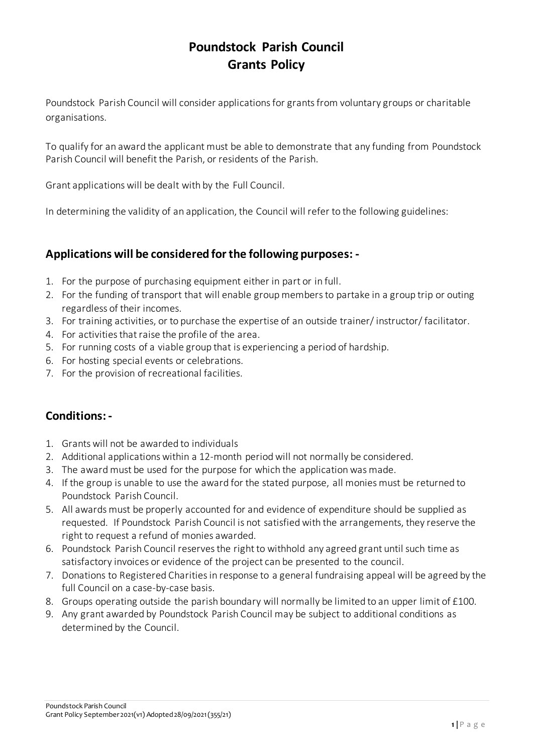# Poundstock Parish Council
# Grants Policy

Poundstock Parish Council will consider applications for grants from voluntary groups or charitable organisations.

To qualify for an award the applicant must be able to demonstrate that any funding from Poundstock Parish Council will benefit the Parish, or residents of the Parish.

Grant applications will be dealt with by the Full Council.

In determining the validity of an application, the Council will refer to the following guidelines:

## Applications will be considered for the following purposes: -

1. For the purpose of purchasing equipment either in part or in full.
2. For the funding of transport that will enable group members to partake in a group trip or outing regardless of their incomes.
3. For training activities, or to purchase the expertise of an outside trainer/ instructor/ facilitator.
4. For activities that raise the profile of the area.
5. For running costs of a viable group that is experiencing a period of hardship.
6. For hosting special events or celebrations.
7. For the provision of recreational facilities.

## Conditions: -

1. Grants will not be awarded to individuals
2. Additional applications within a 12-month period will not normally be considered.
3. The award must be used for the purpose for which the application was made.
4. If the group is unable to use the award for the stated purpose, all monies must be returned to Poundstock Parish Council.
5. All awards must be properly accounted for and evidence of expenditure should be supplied as requested. If Poundstock Parish Council is not satisfied with the arrangements, they reserve the right to request a refund of monies awarded.
6. Poundstock Parish Council reserves the right to withhold any agreed grant until such time as satisfactory invoices or evidence of the project can be presented to the council.
7. Donations to Registered Charities in response to a general fundraising appeal will be agreed by the full Council on a case-by-case basis.
8. Groups operating outside the parish boundary will normally be limited to an upper limit of £100.
9. Any grant awarded by Poundstock Parish Council may be subject to additional conditions as determined by the Council.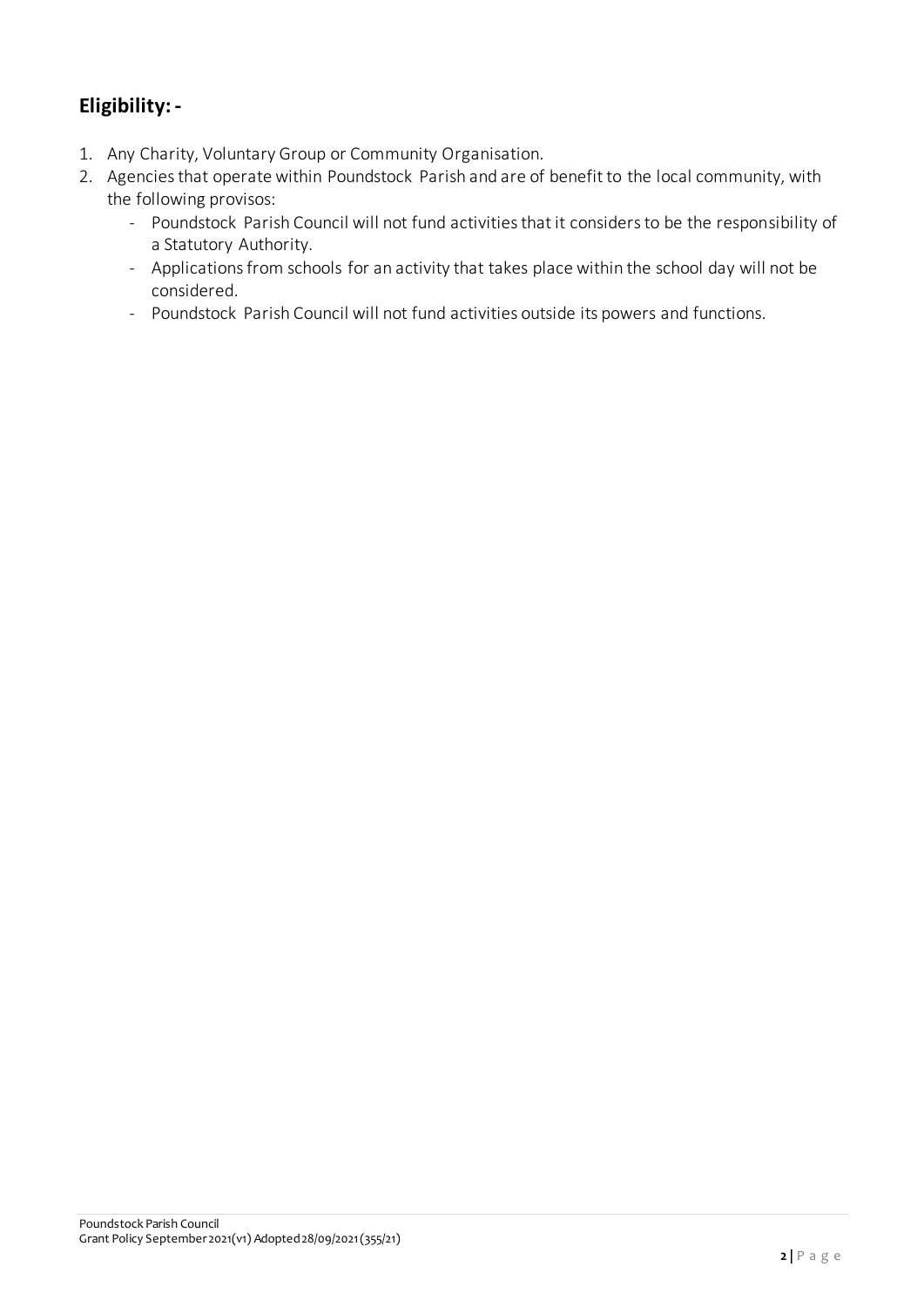## Eligibility: -

1. Any Charity, Voluntary Group or Community Organisation.
2. Agencies that operate within Poundstock Parish and are of benefit to the local community, with the following provisos:
   - Poundstock Parish Council will not fund activities that it considers to be the responsibility of a Statutory Authority.
   - Applications from schools for an activity that takes place within the school day will not be considered.
   - Poundstock Parish Council will not fund activities outside its powers and functions.